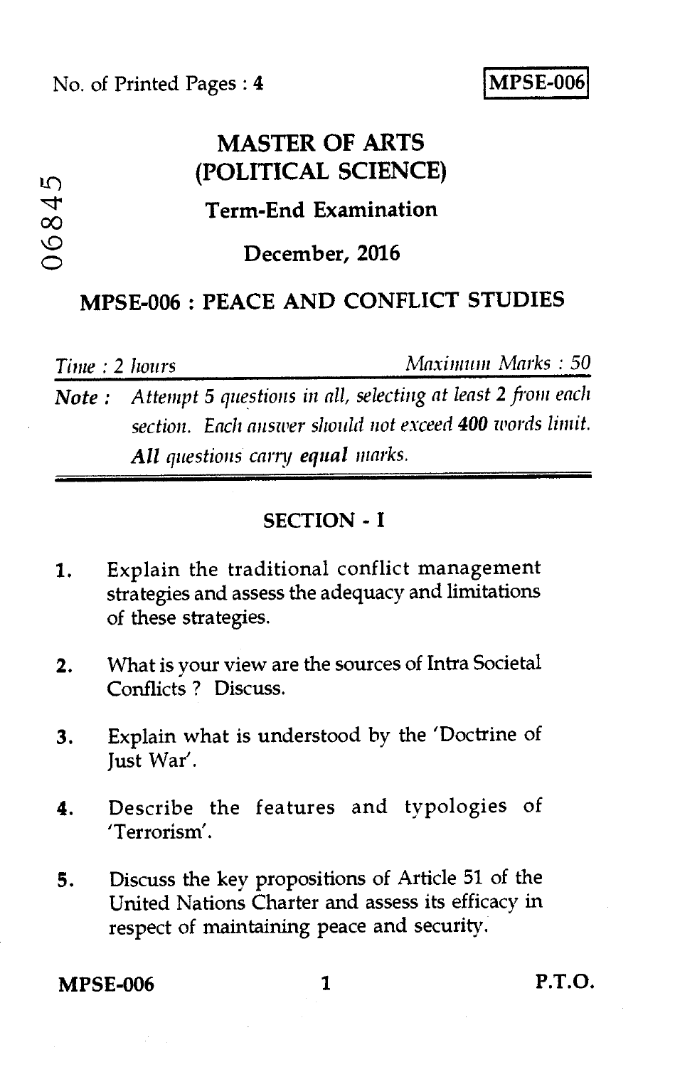No. of Printed Pages : 4

**MPSE-006**

06845

# MASTER OF ARTS (POLITICAL SCIENCE)

## Term-End Examination

## December, 2016

## MPSE-006 : PEACE AND CONFLICT STUDIES

*Time : 2 hours* *Maximum Marks : 50*

**Note :** *Attempt 5 questions in all, selecting at least 2 from each section. Each answer should not exceed* **400** *words limit.* ***All*** *questions carry* ***equal*** *marks.*

### SECTION - I

1. Explain the traditional conflict management strategies and assess the adequacy and limitations of these strategies.

2. What is your view are the sources of Intra Societal Conflicts ? Discuss.

3. Explain what is understood by the 'Doctrine of Just War'.

4. Describe the features and typologies of 'Terrorism'.

5. Discuss the key propositions of Article 51 of the United Nations Charter and assess its efficacy in respect of maintaining peace and security.

P.T.O.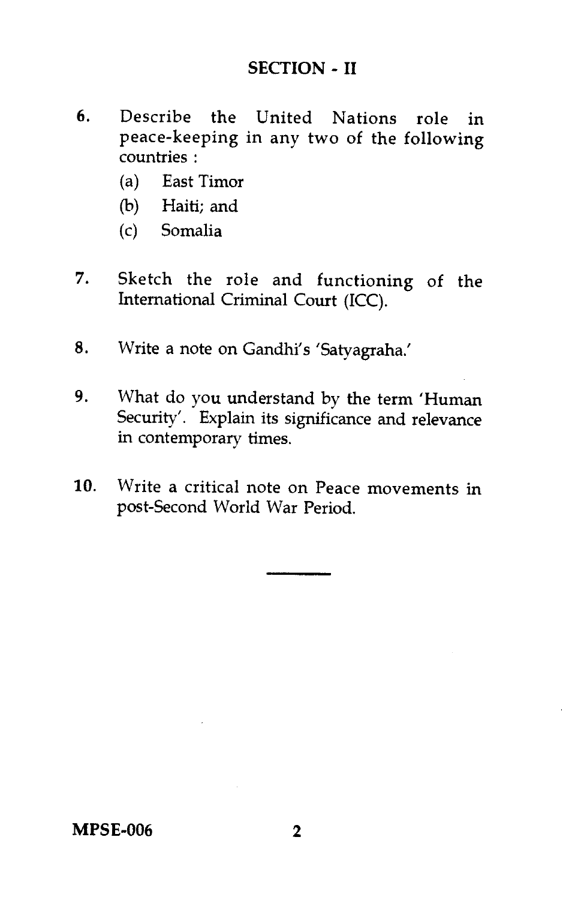## SECTION - II

6. Describe the United Nations role in peace-keeping in any two of the following countries :
   (a) East Timor
   (b) Haiti; and
   (c) Somalia

7. Sketch the role and functioning of the International Criminal Court (ICC).

8. Write a note on Gandhi's 'Satyagraha.'

9. What do you understand by the term 'Human Security'. Explain its significance and relevance in contemporary times.

10. Write a critical note on Peace movements in post-Second World War Period.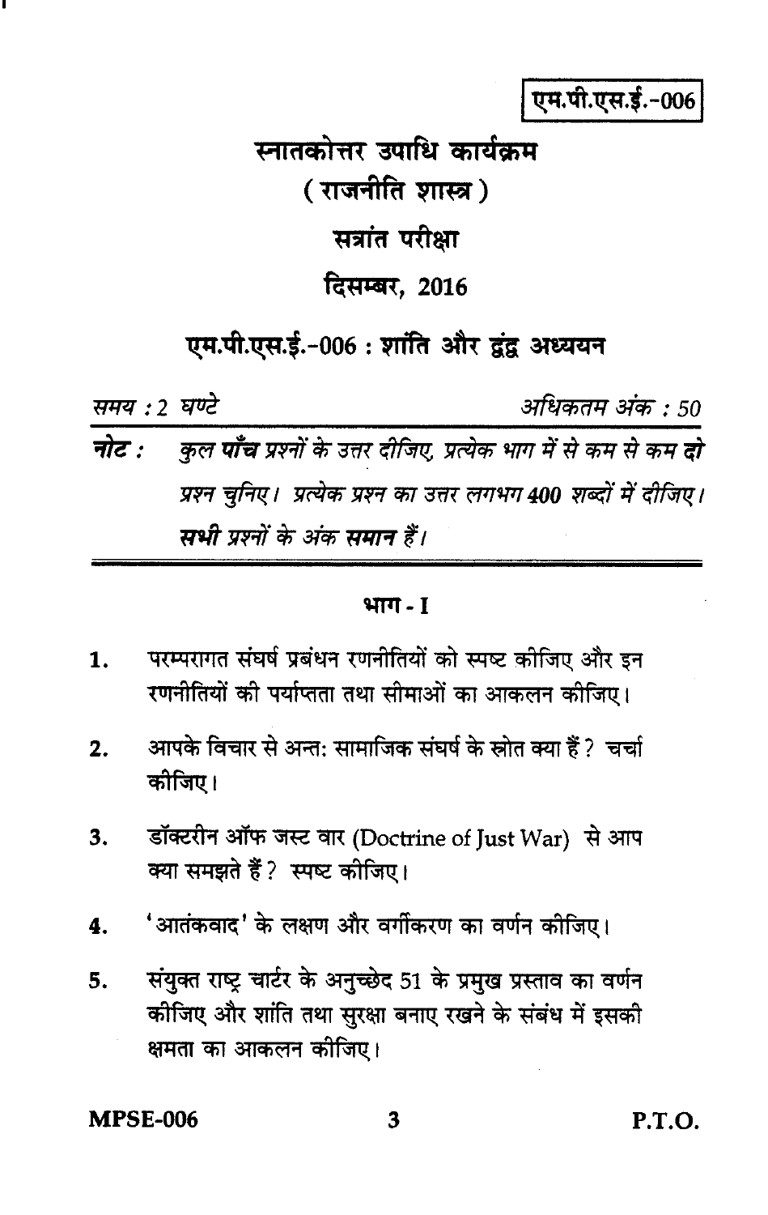**एम.पी.एस.ई.-006**

# स्नातकोत्तर उपाधि कार्यक्रम

## ( राजनीति शास्त्र )

## सत्रांत परीक्षा

## दिसम्बर, 2016

## एम.पी.एस.ई.-006 : शांति और द्वंद्व अध्ययन

*समय : 2 घण्टे* *अधिकतम अंक : 50*

***नोट :*** *कुल* ***पाँच*** *प्रश्नों के उत्तर दीजिए, प्रत्येक भाग में से कम से कम* ***दो*** *प्रश्न चुनिए। प्रत्येक प्रश्न का उत्तर लगभग* ***400*** *शब्दों में दीजिए।* ***सभी*** *प्रश्नों के अंक* ***समान*** *हैं।*

---

### भाग - I

1. परम्परागत संघर्ष प्रबंधन रणनीतियों को स्पष्ट कीजिए और इन रणनीतियों की पर्याप्तता तथा सीमाओं का आकलन कीजिए।

2. आपके विचार से अन्त: सामाजिक संघर्ष के स्रोत क्या हैं ? चर्चा कीजिए।

3. डॉक्टरीन ऑफ जस्ट वार (Doctrine of Just War) से आप क्या समझते हैं ? स्पष्ट कीजिए।

4. 'आतंकवाद' के लक्षण और वर्गीकरण का वर्णन कीजिए।

5. संयुक्त राष्ट्र चार्टर के अनुच्छेद 51 के प्रमुख प्रस्ताव का वर्णन कीजिए और शांति तथा सुरक्षा बनाए रखने के संबंध में इसकी क्षमता का आकलन कीजिए।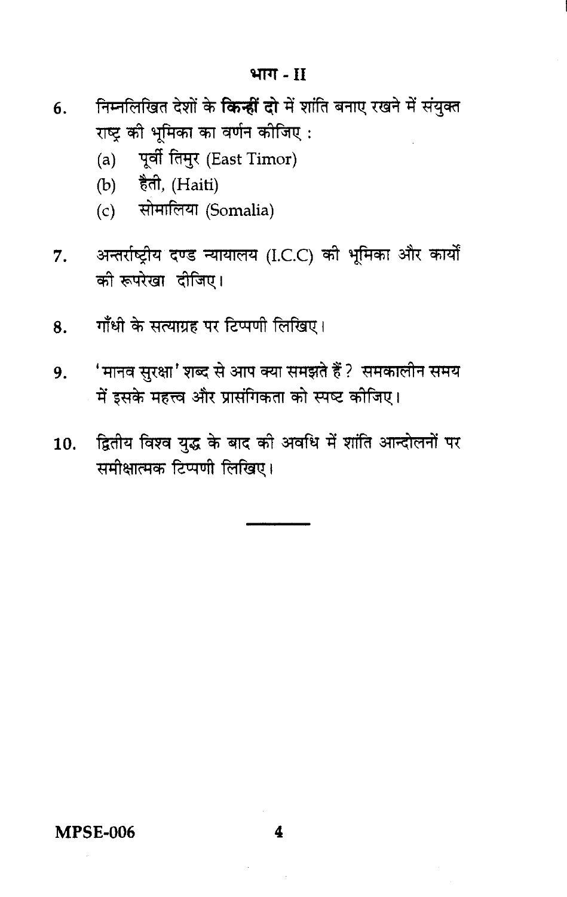## भाग - II

6. निम्नलिखित देशों के **किन्हीं दो** में शांति बनाए रखने में संयुक्त राष्ट्र की भूमिका का वर्णन कीजिए :
   - (a) पूर्वी तिमुर (East Timor)
   - (b) हैती, (Haiti)
   - (c) सोमालिया (Somalia)

7. अन्तर्राष्ट्रीय दण्ड न्यायालय (I.C.C) की भूमिका और कार्यों की रूपरेखा दीजिए।

8. गाँधी के सत्याग्रह पर टिप्पणी लिखिए।

9. 'मानव सुरक्षा' शब्द से आप क्या समझते हैं? समकालीन समय में इसके महत्त्व और प्रासंगिकता को स्पष्ट कीजिए।

10. द्वितीय विश्व युद्ध के बाद की अवधि में शांति आन्दोलनों पर समीक्षात्मक टिप्पणी लिखिए।

---